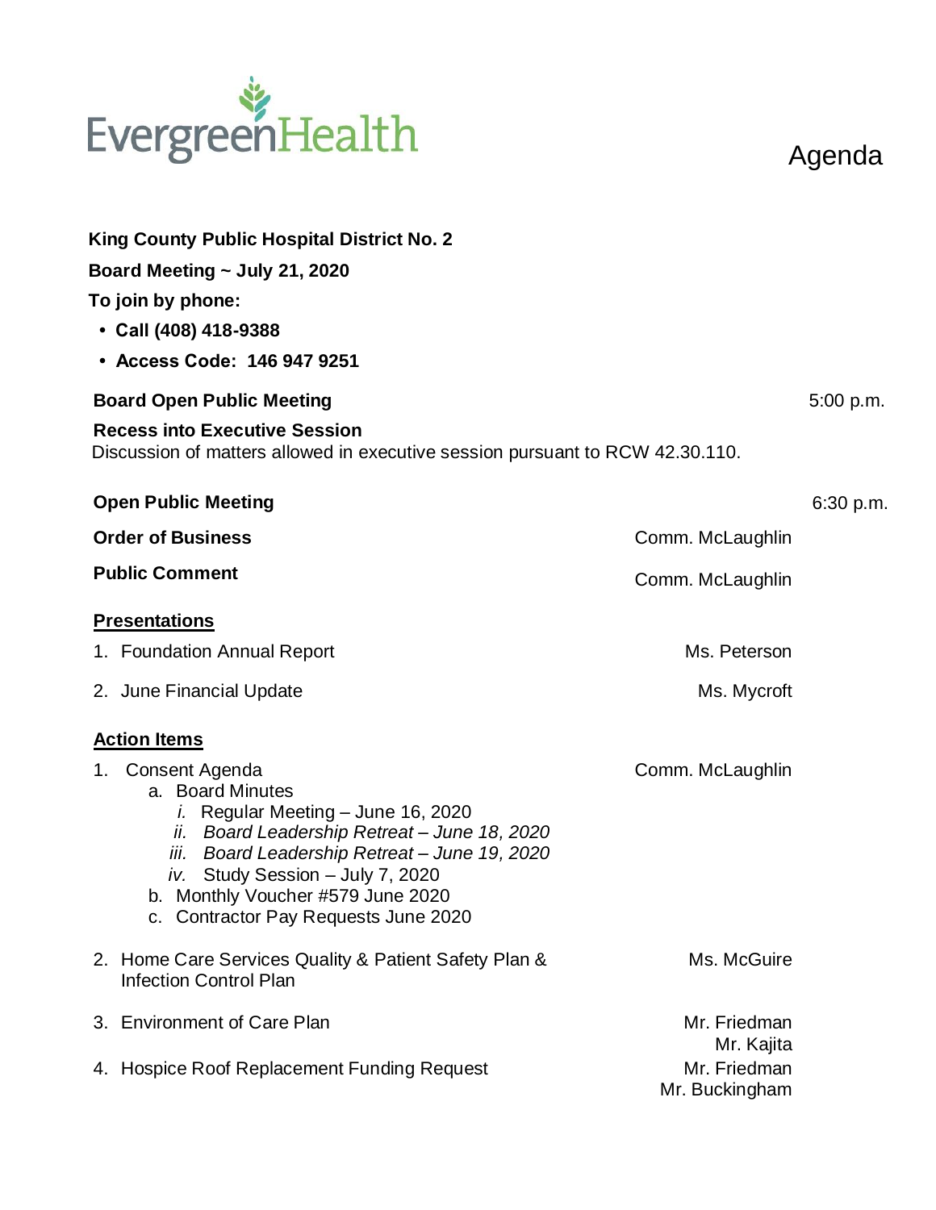EvergreenHealth

# Agenda

**King County Public Hospital District No. 2**

**Board Meeting ~ July 21, 2020**

**To join by phone:**

- **Call (408) 418-9388**
- **Access Code: 146 947 9251**

**Board Open Public Meeting** — 5:00 p.m.

**Recess into Executive Session**
Discussion of matters allowed in executive session pursuant to RCW 42.30.110.

**Open Public Meeting** — 6:30 p.m.

**Order of Business** — Comm. McLaughlin

**Public Comment** — Comm. McLaughlin

## Presentations

1. Foundation Annual Report — Ms. Peterson
2. June Financial Update — Ms. Mycroft

## Action Items

1. Consent Agenda — Comm. McLaughlin
   a. Board Minutes
      i. Regular Meeting – June 16, 2020
      *ii. Board Leadership Retreat – June 18, 2020*
      *iii. Board Leadership Retreat – June 19, 2020*
      iv. Study Session – July 7, 2020
   b. Monthly Voucher #579 June 2020
   c. Contractor Pay Requests June 2020
2. Home Care Services Quality & Patient Safety Plan & Infection Control Plan — Ms. McGuire
3. Environment of Care Plan — Mr. Friedman, Mr. Kajita
4. Hospice Roof Replacement Funding Request — Mr. Friedman, Mr. Buckingham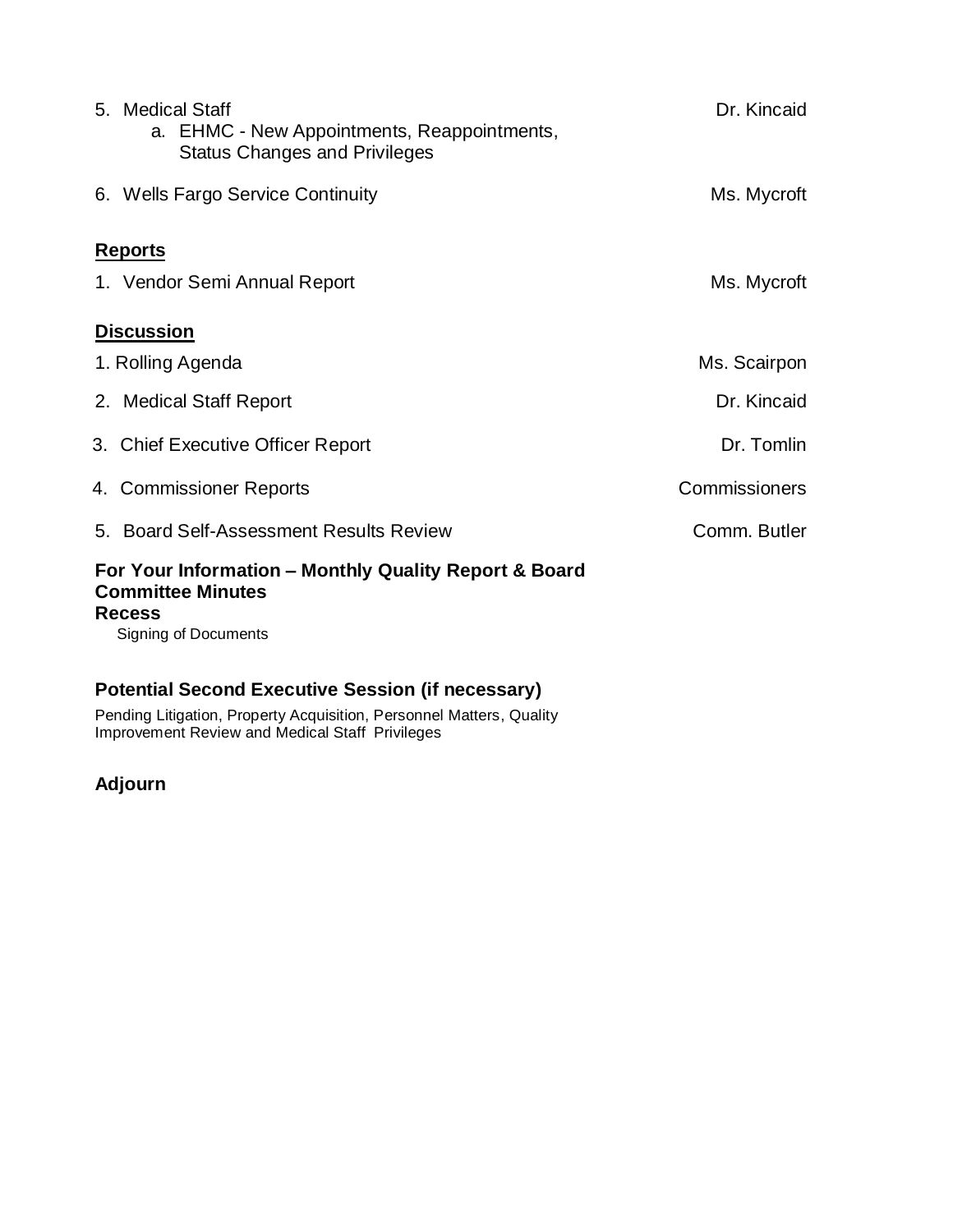5. Medical Staff — Dr. Kincaid
    a. EHMC - New Appointments, Reappointments, Status Changes and Privileges

6. Wells Fargo Service Continuity — Ms. Mycroft

**Reports**

1. Vendor Semi Annual Report — Ms. Mycroft

**Discussion**

1. Rolling Agenda — Ms. Scairpon
2. Medical Staff Report — Dr. Kincaid
3. Chief Executive Officer Report — Dr. Tomlin
4. Commissioner Reports — Commissioners
5. Board Self-Assessment Results Review — Comm. Butler

**For Your Information – Monthly Quality Report & Board Committee Minutes**

**Recess**

Signing of Documents

**Potential Second Executive Session (if necessary)**

Pending Litigation, Property Acquisition, Personnel Matters, Quality Improvement Review and Medical Staff Privileges

**Adjourn**